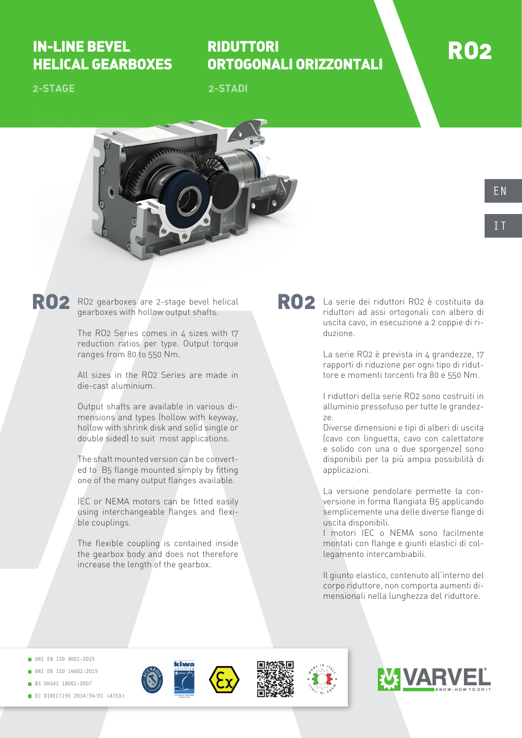# IN-LINE BEVEL HELICAL GEARBOXES

**2-STAGE**

# RIDUTTORI ORTOGONALI ORIZZONTALI

**2-STADI**

# RO2

EN

IT

## RO2

RO2 gearboxes are 2-stage bevel helical gearboxes with hollow output shafts.

The RO2 Series comes in 4 sizes with 17 reduction ratios per type. Output torque ranges from 80 to 550 Nm.

All sizes in the RO2 Series are made in die-cast aluminium.

Output shafts are available in various dimensions and types (hollow with keyway, hollow with shrink disk and solid single or double sided) to suit most applications.

The shaft mounted version can be converted to B5 flange mounted simply by fitting one of the many output flanges available.

IEC or NEMA motors can be fitted easily using interchangeable flanges and flexible couplings.

The flexible coupling is contained inside the gearbox body and does not therefore increase the length of the gearbox.

## RO2

La serie dei riduttori RO2 è costituita da riduttori ad assi ortogonali con albero di uscita cavo, in esecuzione a 2 coppie di riduzione.

La serie RO2 è prevista in 4 grandezze, 17 rapporti di riduzione per ogni tipo di riduttore e momenti torcenti fra 80 e 550 Nm.

I riduttori della serie RO2 sono costruiti in alluminio pressofuso per tutte le grandezze.
Diverse dimensioni e tipi di alberi di uscita (cavo con linguetta, cavo con calettatore e solido con una o due sporgenze) sono disponibili per la più ampia possibilità di applicazioni.

La versione pendolare permette la conversione in forma flangiata B5 applicando semplicemente una delle diverse flange di uscita disponibili.
I motori IEC o NEMA sono facilmente montati con flange e giunti elastici di collegamento intercambiabili.

Il giunto elastico, contenuto all'interno del corpo riduttore, non comporta aumenti dimensionali nella lunghezza del riduttore.

- UNI EN ISO 9001:2015
- UNI EN ISO 14001:2015
- BS OHSAS 18001:2007
- EC DIRECTIVE 2014/34/EC (ATEX)

VARVEL KNOW-HOW TO DO IT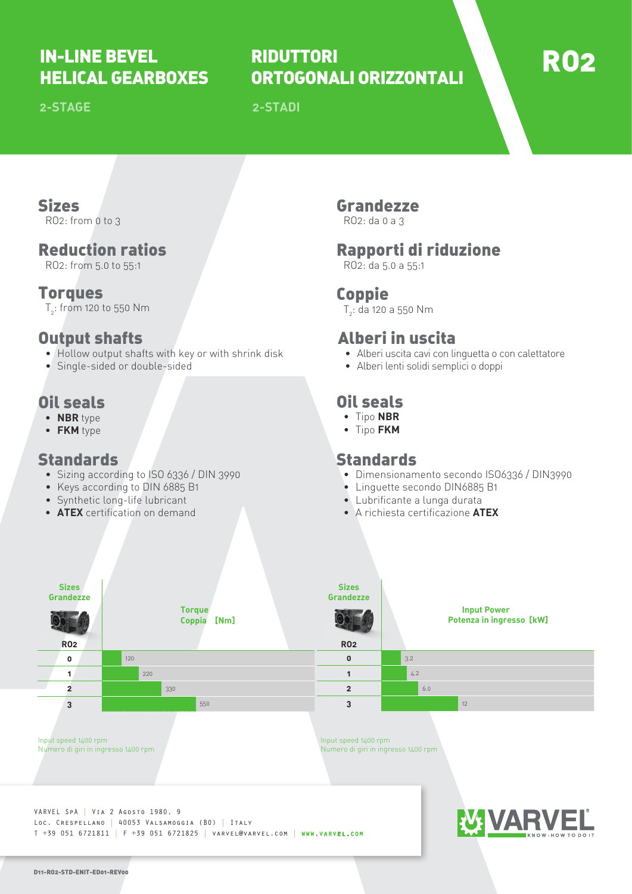# IN-LINE BEVEL HELICAL GEARBOXES

**2-STAGE**

# RIDUTTORI ORTOGONALI ORIZZONTALI

**2-STADI**

# R02

## Sizes

R02: from 0 to 3

## Reduction ratios

R02: from 5.0 to 55:1

## Torques

$T_2$: from 120 to 550 Nm

## Output shafts

- Hollow output shafts with key or with shrink disk
- Single-sided or double-sided

## Oil seals

- **NBR** type
- **FKM** type

## Standards

- Sizing according to ISO 6336 / DIN 3990
- Keys according to DIN 6885 B1
- Synthetic long-life lubricant
- **ATEX** certification on demand

## Grandezze

R02: da 0 a 3

## Rapporti di riduzione

R02: da 5.0 a 55:1

## Coppie

$T_2$: da 120 a 550 Nm

## Alberi in uscita

- Alberi uscita cavi con linguetta o con calettatore
- Alberi lenti solidi semplici o doppi

## Oil seals

- Tipo **NBR**
- Tipo **FKM**

## Standards

- Dimensionamento secondo ISO6336 / DIN3990
- Linguette secondo DIN6885 B1
- Lubrificante a lunga durata
- A richiesta certificazione **ATEX**

Sizes / Grandezze
R02
Torque / Coppia [Nm]
0 — 120
1 — 220
2 — 330
3 — 550

Input speed 1400 rpm
Numero di giri in ingresso 1400 rpm

Sizes / Grandezze
R02
Input Power / Potenza in ingresso [kW]
0 — 3.2
1 — 4.2
2 — 6.0
3 — 12

Input speed 1400 rpm
Numero di giri in ingresso 1400 rpm

VARVEL SpA | Via 2 Agosto 1980, 9
Loc. Crespellano | 40053 Valsamoggia (BO) | Italy
T +39 051 6721811 | F +39 051 6721825 | varvel@varvel.com | www.varvel.com

VARVEL KNOW-HOW TO DO IT

D11-R02-STD-ENIT-ED01-REV00